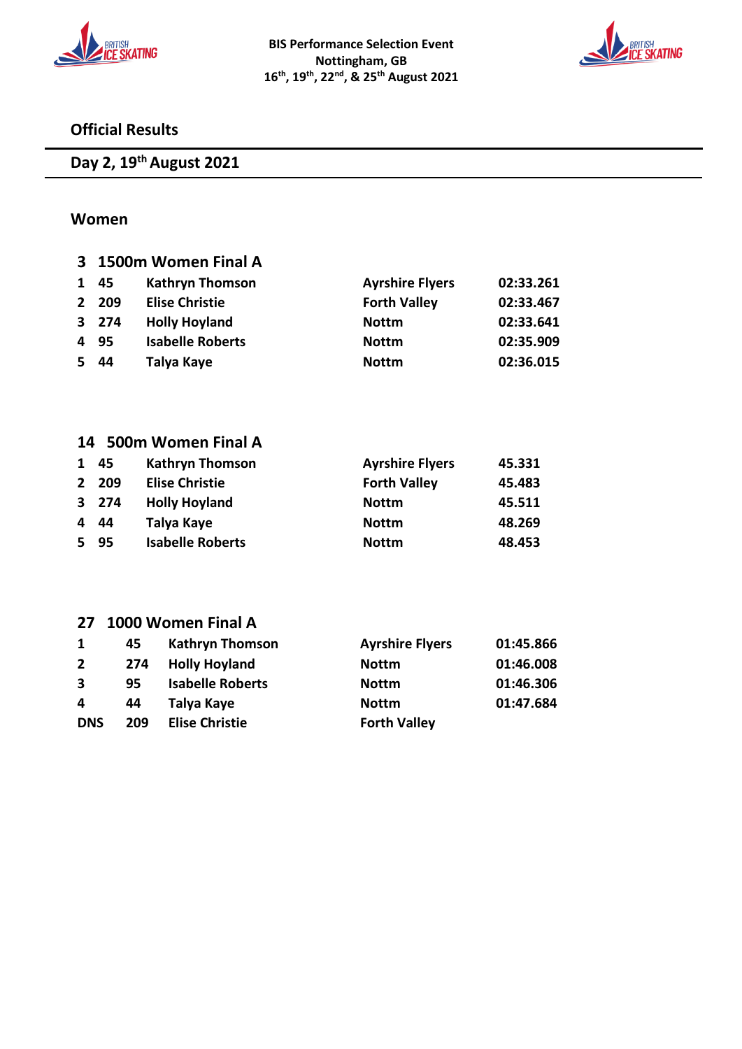**BIS Performance Selection Event**
**Nottingham, GB**
**16th, 19th, 22nd, & 25th August 2021**

# Official Results

## Day 2, 19th August 2021

### Women

#### 3 1500m Women Final A

| | | | | |
|---|---|---|---|---|
| 1 | 45 | Kathryn Thomson | Ayrshire Flyers | 02:33.261 |
| 2 | 209 | Elise Christie | Forth Valley | 02:33.467 |
| 3 | 274 | Holly Hoyland | Nottm | 02:33.641 |
| 4 | 95 | Isabelle Roberts | Nottm | 02:35.909 |
| 5 | 44 | Talya Kaye | Nottm | 02:36.015 |

#### 14 500m Women Final A

| | | | | |
|---|---|---|---|---|
| 1 | 45 | Kathryn Thomson | Ayrshire Flyers | 45.331 |
| 2 | 209 | Elise Christie | Forth Valley | 45.483 |
| 3 | 274 | Holly Hoyland | Nottm | 45.511 |
| 4 | 44 | Talya Kaye | Nottm | 48.269 |
| 5 | 95 | Isabelle Roberts | Nottm | 48.453 |

#### 27 1000 Women Final A

| | | | | |
|---|---|---|---|---|
| 1 | 45 | Kathryn Thomson | Ayrshire Flyers | 01:45.866 |
| 2 | 274 | Holly Hoyland | Nottm | 01:46.008 |
| 3 | 95 | Isabelle Roberts | Nottm | 01:46.306 |
| 4 | 44 | Talya Kaye | Nottm | 01:47.684 |
| DNS | 209 | Elise Christie | Forth Valley | |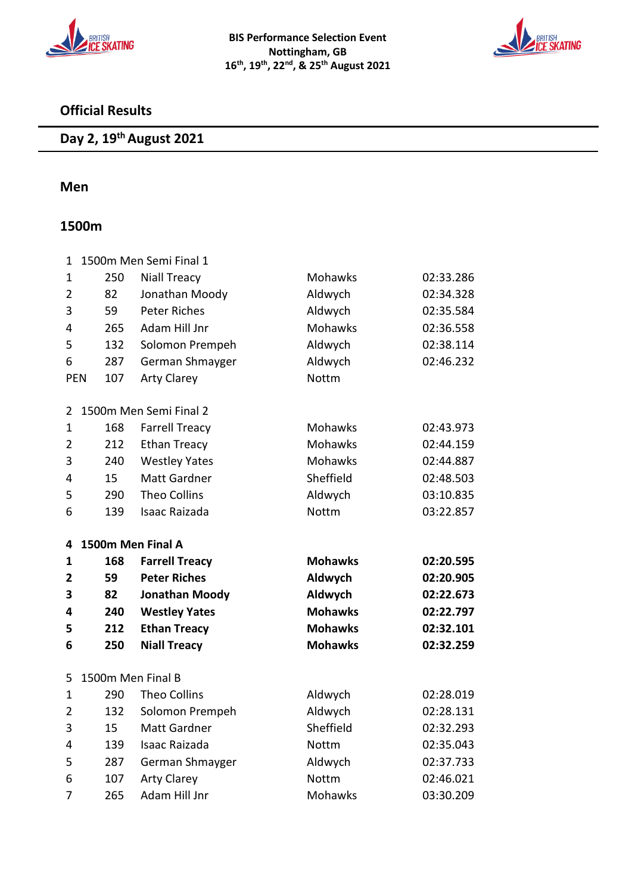**BIS Performance Selection Event**
**Nottingham, GB**
**16th, 19th, 22nd, & 25th August 2021**

## Official Results

## Day 2, 19th August 2021

### Men

### 1500m

1 1500m Men Semi Final 1

| | | | | |
|---|---|---|---|---|
| 1 | 250 | Niall Treacy | Mohawks | 02:33.286 |
| 2 | 82 | Jonathan Moody | Aldwych | 02:34.328 |
| 3 | 59 | Peter Riches | Aldwych | 02:35.584 |
| 4 | 265 | Adam Hill Jnr | Mohawks | 02:36.558 |
| 5 | 132 | Solomon Prempeh | Aldwych | 02:38.114 |
| 6 | 287 | German Shmayger | Aldwych | 02:46.232 |
| PEN | 107 | Arty Clarey | Nottm | |

2 1500m Men Semi Final 2

| | | | | |
|---|---|---|---|---|
| 1 | 168 | Farrell Treacy | Mohawks | 02:43.973 |
| 2 | 212 | Ethan Treacy | Mohawks | 02:44.159 |
| 3 | 240 | Westley Yates | Mohawks | 02:44.887 |
| 4 | 15 | Matt Gardner | Sheffield | 02:48.503 |
| 5 | 290 | Theo Collins | Aldwych | 03:10.835 |
| 6 | 139 | Isaac Raizada | Nottm | 03:22.857 |

**4 1500m Men Final A**

| | | | | |
|---|---|---|---|---|
| **1** | **168** | **Farrell Treacy** | **Mohawks** | **02:20.595** |
| **2** | **59** | **Peter Riches** | **Aldwych** | **02:20.905** |
| **3** | **82** | **Jonathan Moody** | **Aldwych** | **02:22.673** |
| **4** | **240** | **Westley Yates** | **Mohawks** | **02:22.797** |
| **5** | **212** | **Ethan Treacy** | **Mohawks** | **02:32.101** |
| **6** | **250** | **Niall Treacy** | **Mohawks** | **02:32.259** |

5 1500m Men Final B

| | | | | |
|---|---|---|---|---|
| 1 | 290 | Theo Collins | Aldwych | 02:28.019 |
| 2 | 132 | Solomon Prempeh | Aldwych | 02:28.131 |
| 3 | 15 | Matt Gardner | Sheffield | 02:32.293 |
| 4 | 139 | Isaac Raizada | Nottm | 02:35.043 |
| 5 | 287 | German Shmayger | Aldwych | 02:37.733 |
| 6 | 107 | Arty Clarey | Nottm | 02:46.021 |
| 7 | 265 | Adam Hill Jnr | Mohawks | 03:30.209 |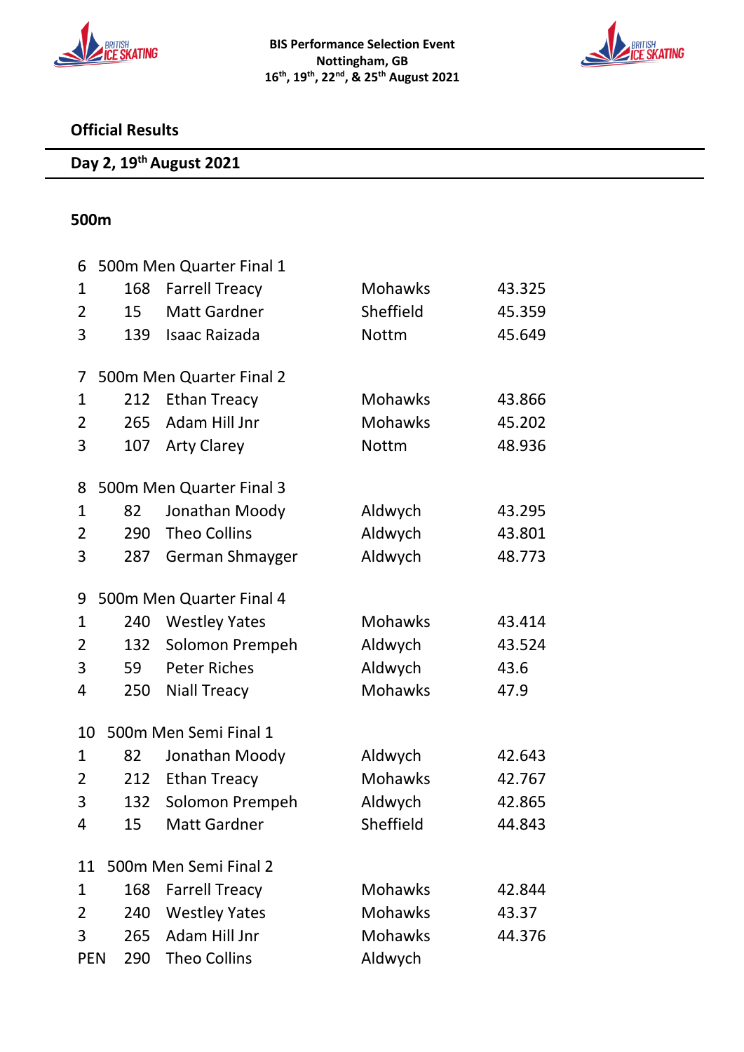**BIS Performance Selection Event**
**Nottingham, GB**
**16th, 19th, 22nd, & 25th August 2021**

## Official Results

## Day 2, 19th August 2021

### 500m

**6 500m Men Quarter Final 1**

| Pos | No. | Name | Club | Time |
|---|---|---|---|---|
| 1 | 168 | Farrell Treacy | Mohawks | 43.325 |
| 2 | 15 | Matt Gardner | Sheffield | 45.359 |
| 3 | 139 | Isaac Raizada | Nottm | 45.649 |

**7 500m Men Quarter Final 2**

| Pos | No. | Name | Club | Time |
|---|---|---|---|---|
| 1 | 212 | Ethan Treacy | Mohawks | 43.866 |
| 2 | 265 | Adam Hill Jnr | Mohawks | 45.202 |
| 3 | 107 | Arty Clarey | Nottm | 48.936 |

**8 500m Men Quarter Final 3**

| Pos | No. | Name | Club | Time |
|---|---|---|---|---|
| 1 | 82 | Jonathan Moody | Aldwych | 43.295 |
| 2 | 290 | Theo Collins | Aldwych | 43.801 |
| 3 | 287 | German Shmayger | Aldwych | 48.773 |

**9 500m Men Quarter Final 4**

| Pos | No. | Name | Club | Time |
|---|---|---|---|---|
| 1 | 240 | Westley Yates | Mohawks | 43.414 |
| 2 | 132 | Solomon Prempeh | Aldwych | 43.524 |
| 3 | 59 | Peter Riches | Aldwych | 43.6 |
| 4 | 250 | Niall Treacy | Mohawks | 47.9 |

**10 500m Men Semi Final 1**

| Pos | No. | Name | Club | Time |
|---|---|---|---|---|
| 1 | 82 | Jonathan Moody | Aldwych | 42.643 |
| 2 | 212 | Ethan Treacy | Mohawks | 42.767 |
| 3 | 132 | Solomon Prempeh | Aldwych | 42.865 |
| 4 | 15 | Matt Gardner | Sheffield | 44.843 |

**11 500m Men Semi Final 2**

| Pos | No. | Name | Club | Time |
|---|---|---|---|---|
| 1 | 168 | Farrell Treacy | Mohawks | 42.844 |
| 2 | 240 | Westley Yates | Mohawks | 43.37 |
| 3 | 265 | Adam Hill Jnr | Mohawks | 44.376 |
| PEN | 290 | Theo Collins | Aldwych | |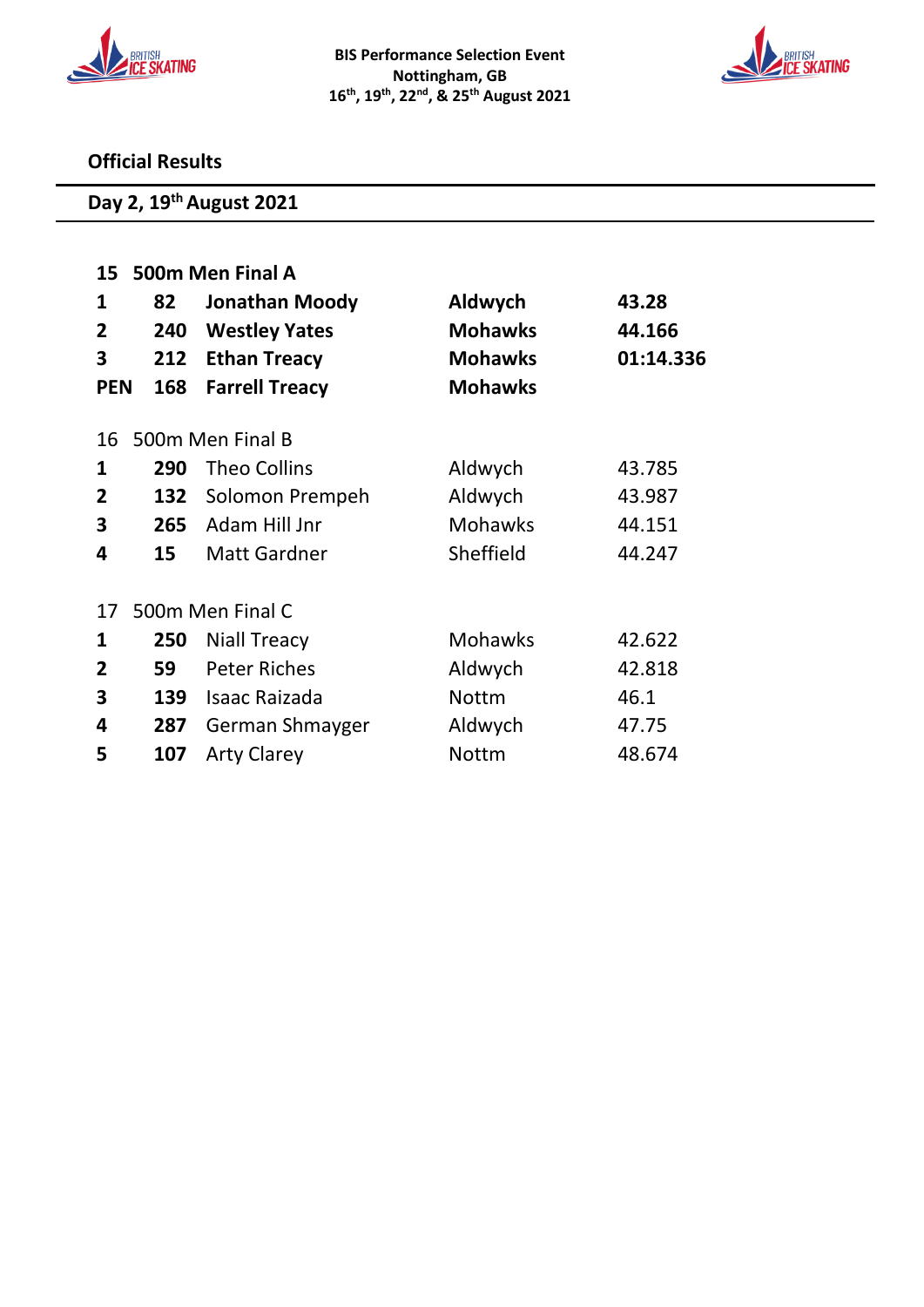**BIS Performance Selection Event**
**Nottingham, GB**
**16th, 19th, 22nd, & 25th August 2021**

## Official Results

### Day 2, 19th August 2021

**15 500m Men Final A**

| | | | | |
|---|---|---|---|---|
| **1** | **82** | **Jonathan Moody** | **Aldwych** | **43.28** |
| **2** | **240** | **Westley Yates** | **Mohawks** | **44.166** |
| **3** | **212** | **Ethan Treacy** | **Mohawks** | **01:14.336** |
| **PEN** | **168** | **Farrell Treacy** | **Mohawks** | |

16 500m Men Final B

| | | | | |
|---|---|---|---|---|
| **1** | **290** | Theo Collins | Aldwych | 43.785 |
| **2** | **132** | Solomon Prempeh | Aldwych | 43.987 |
| **3** | **265** | Adam Hill Jnr | Mohawks | 44.151 |
| **4** | **15** | Matt Gardner | Sheffield | 44.247 |

17 500m Men Final C

| | | | | |
|---|---|---|---|---|
| **1** | **250** | Niall Treacy | Mohawks | 42.622 |
| **2** | **59** | Peter Riches | Aldwych | 42.818 |
| **3** | **139** | Isaac Raizada | Nottm | 46.1 |
| **4** | **287** | German Shmayger | Aldwych | 47.75 |
| **5** | **107** | Arty Clarey | Nottm | 48.674 |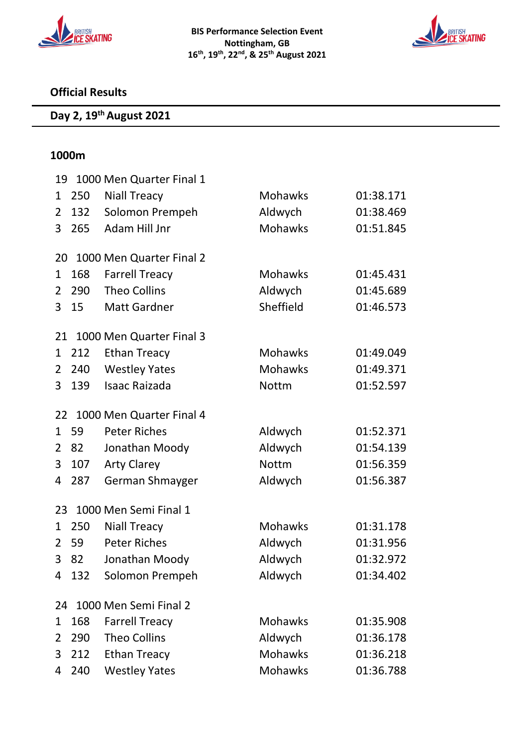**BIS Performance Selection Event**
**Nottingham, GB**
**16th, 19th, 22nd, & 25th August 2021**

## Official Results

## Day 2, 19th August 2021

### 1000m

**19 1000 Men Quarter Final 1**

| Pos | No. | Name | Club | Time |
|---|---|---|---|---|
| 1 | 250 | Niall Treacy | Mohawks | 01:38.171 |
| 2 | 132 | Solomon Prempeh | Aldwych | 01:38.469 |
| 3 | 265 | Adam Hill Jnr | Mohawks | 01:51.845 |

**20 1000 Men Quarter Final 2**

| Pos | No. | Name | Club | Time |
|---|---|---|---|---|
| 1 | 168 | Farrell Treacy | Mohawks | 01:45.431 |
| 2 | 290 | Theo Collins | Aldwych | 01:45.689 |
| 3 | 15 | Matt Gardner | Sheffield | 01:46.573 |

**21 1000 Men Quarter Final 3**

| Pos | No. | Name | Club | Time |
|---|---|---|---|---|
| 1 | 212 | Ethan Treacy | Mohawks | 01:49.049 |
| 2 | 240 | Westley Yates | Mohawks | 01:49.371 |
| 3 | 139 | Isaac Raizada | Nottm | 01:52.597 |

**22 1000 Men Quarter Final 4**

| Pos | No. | Name | Club | Time |
|---|---|---|---|---|
| 1 | 59 | Peter Riches | Aldwych | 01:52.371 |
| 2 | 82 | Jonathan Moody | Aldwych | 01:54.139 |
| 3 | 107 | Arty Clarey | Nottm | 01:56.359 |
| 4 | 287 | German Shmayger | Aldwych | 01:56.387 |

**23 1000 Men Semi Final 1**

| Pos | No. | Name | Club | Time |
|---|---|---|---|---|
| 1 | 250 | Niall Treacy | Mohawks | 01:31.178 |
| 2 | 59 | Peter Riches | Aldwych | 01:31.956 |
| 3 | 82 | Jonathan Moody | Aldwych | 01:32.972 |
| 4 | 132 | Solomon Prempeh | Aldwych | 01:34.402 |

**24 1000 Men Semi Final 2**

| Pos | No. | Name | Club | Time |
|---|---|---|---|---|
| 1 | 168 | Farrell Treacy | Mohawks | 01:35.908 |
| 2 | 290 | Theo Collins | Aldwych | 01:36.178 |
| 3 | 212 | Ethan Treacy | Mohawks | 01:36.218 |
| 4 | 240 | Westley Yates | Mohawks | 01:36.788 |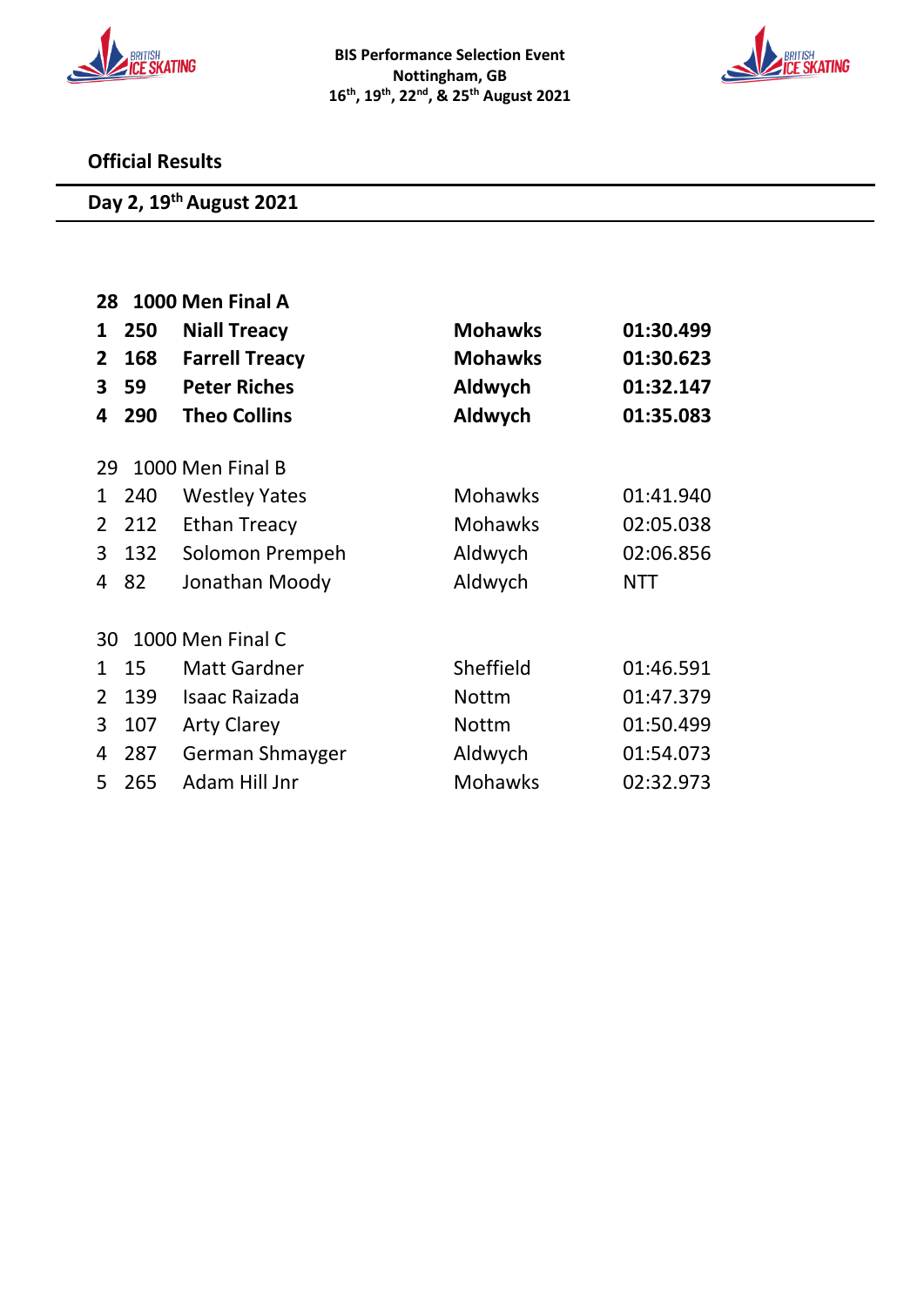BIS Performance Selection Event
Nottingham, GB
16th, 19th, 22nd, & 25th August 2021

## Official Results

### Day 2, 19th August 2021

| | | | | |
|---|---|---|---|---|
| **28** | **1000 Men Final A** | | | |
| **1** | **250** | **Niall Treacy** | **Mohawks** | **01:30.499** |
| **2** | **168** | **Farrell Treacy** | **Mohawks** | **01:30.623** |
| **3** | **59** | **Peter Riches** | **Aldwych** | **01:32.147** |
| **4** | **290** | **Theo Collins** | **Aldwych** | **01:35.083** |
| 29 | 1000 Men Final B | | | |
| 1 | 240 | Westley Yates | Mohawks | 01:41.940 |
| 2 | 212 | Ethan Treacy | Mohawks | 02:05.038 |
| 3 | 132 | Solomon Prempeh | Aldwych | 02:06.856 |
| 4 | 82 | Jonathan Moody | Aldwych | NTT |
| 30 | 1000 Men Final C | | | |
| 1 | 15 | Matt Gardner | Sheffield | 01:46.591 |
| 2 | 139 | Isaac Raizada | Nottm | 01:47.379 |
| 3 | 107 | Arty Clarey | Nottm | 01:50.499 |
| 4 | 287 | German Shmaygger | Aldwych | 01:54.073 |
| 5 | 265 | Adam Hill Jnr | Mohawks | 02:32.973 |